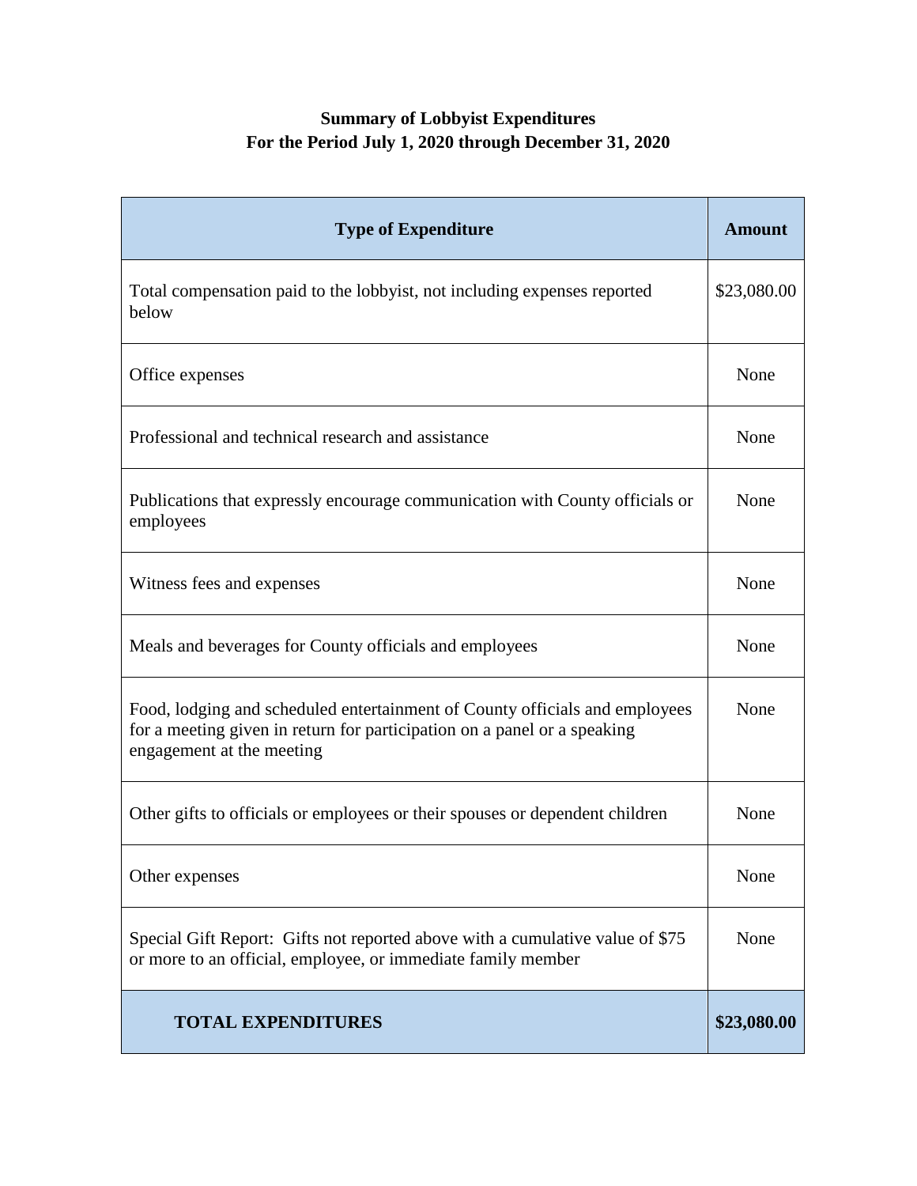**Summary of Lobbyist Expenditures**
**For the Period July 1, 2020 through December 31, 2020**

| Type of Expenditure | Amount |
|---|---|
| Total compensation paid to the lobbyist, not including expenses reported below | $23,080.00 |
| Office expenses | None |
| Professional and technical research and assistance | None |
| Publications that expressly encourage communication with County officials or employees | None |
| Witness fees and expenses | None |
| Meals and beverages for County officials and employees | None |
| Food, lodging and scheduled entertainment of County officials and employees for a meeting given in return for participation on a panel or a speaking engagement at the meeting | None |
| Other gifts to officials or employees or their spouses or dependent children | None |
| Other expenses | None |
| Special Gift Report: Gifts not reported above with a cumulative value of $75 or more to an official, employee, or immediate family member | None |
| **TOTAL EXPENDITURES** | **$23,080.00** |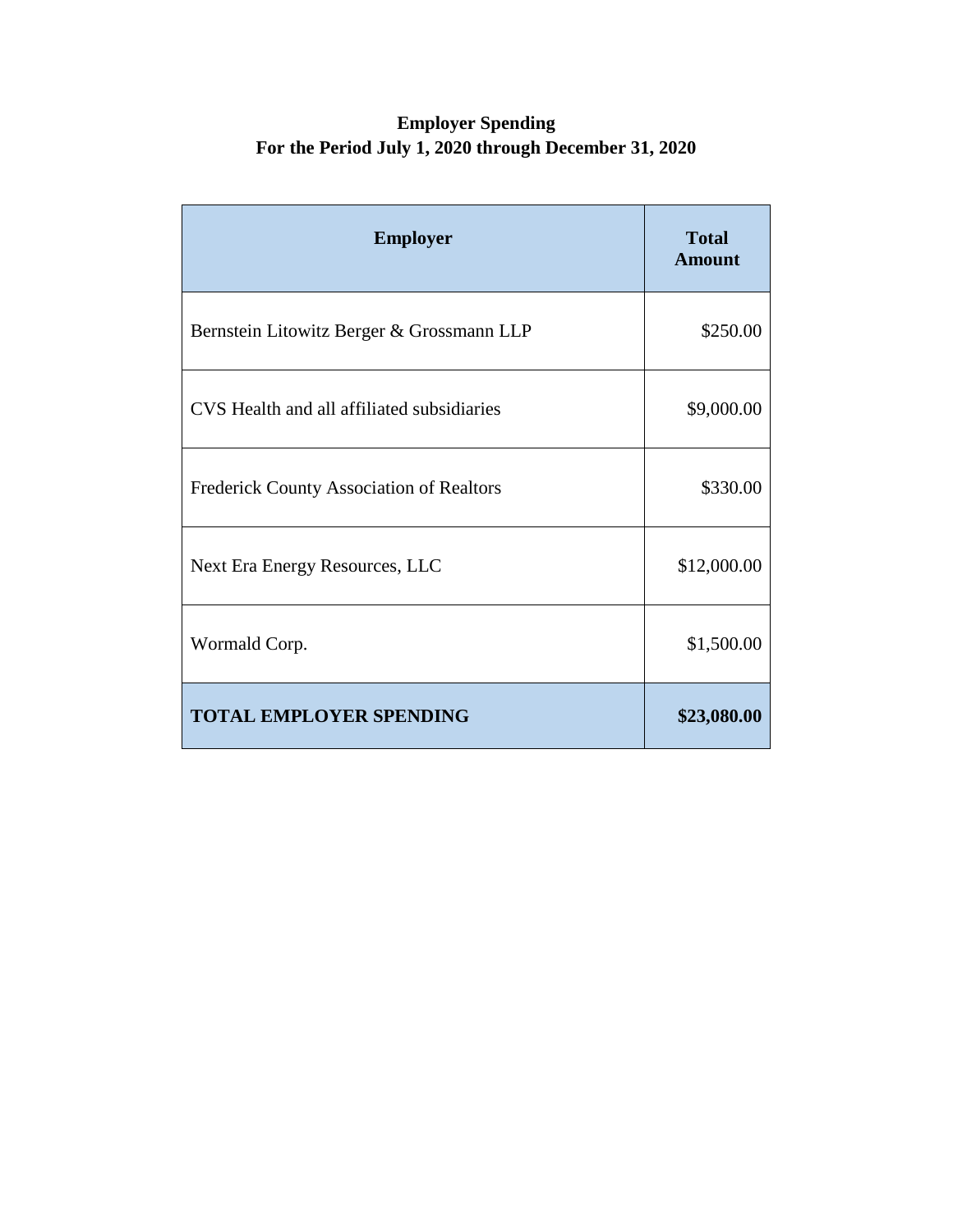**Employer Spending**
**For the Period July 1, 2020 through December 31, 2020**

| Employer | Total Amount |
|---|---|
| Bernstein Litowitz Berger & Grossmann LLP | $250.00 |
| CVS Health and all affiliated subsidiaries | $9,000.00 |
| Frederick County Association of Realtors | $330.00 |
| Next Era Energy Resources, LLC | $12,000.00 |
| Wormald Corp. | $1,500.00 |
| **TOTAL EMPLOYER SPENDING** | **$23,080.00** |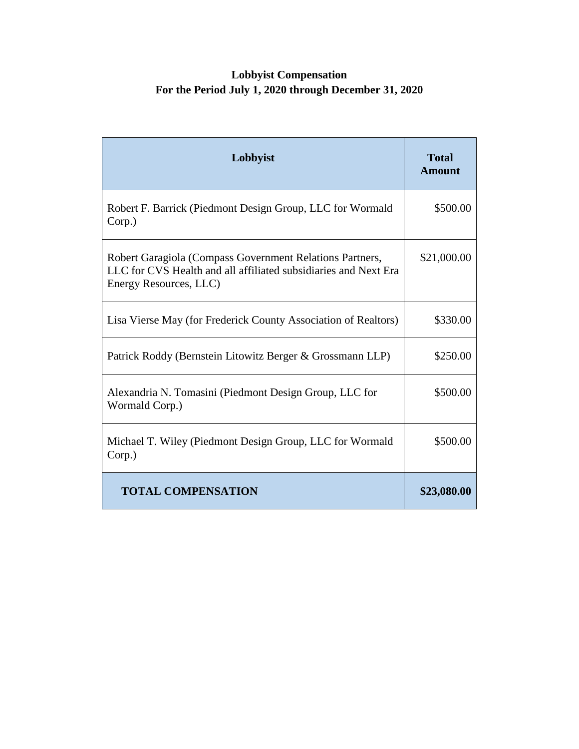**Lobbyist Compensation**
**For the Period July 1, 2020 through December 31, 2020**

| Lobbyist | Total Amount |
|---|---|
| Robert F. Barrick (Piedmont Design Group, LLC for Wormald Corp.) | $500.00 |
| Robert Garagiola (Compass Government Relations Partners, LLC for CVS Health and all affiliated subsidiaries and Next Era Energy Resources, LLC) | $21,000.00 |
| Lisa Vierse May (for Frederick County Association of Realtors) | $330.00 |
| Patrick Roddy (Bernstein Litowitz Berger & Grossmann LLP) | $250.00 |
| Alexandria N. Tomasini (Piedmont Design Group, LLC for Wormald Corp.) | $500.00 |
| Michael T. Wiley (Piedmont Design Group, LLC for Wormald Corp.) | $500.00 |
| **TOTAL COMPENSATION** | **$23,080.00** |